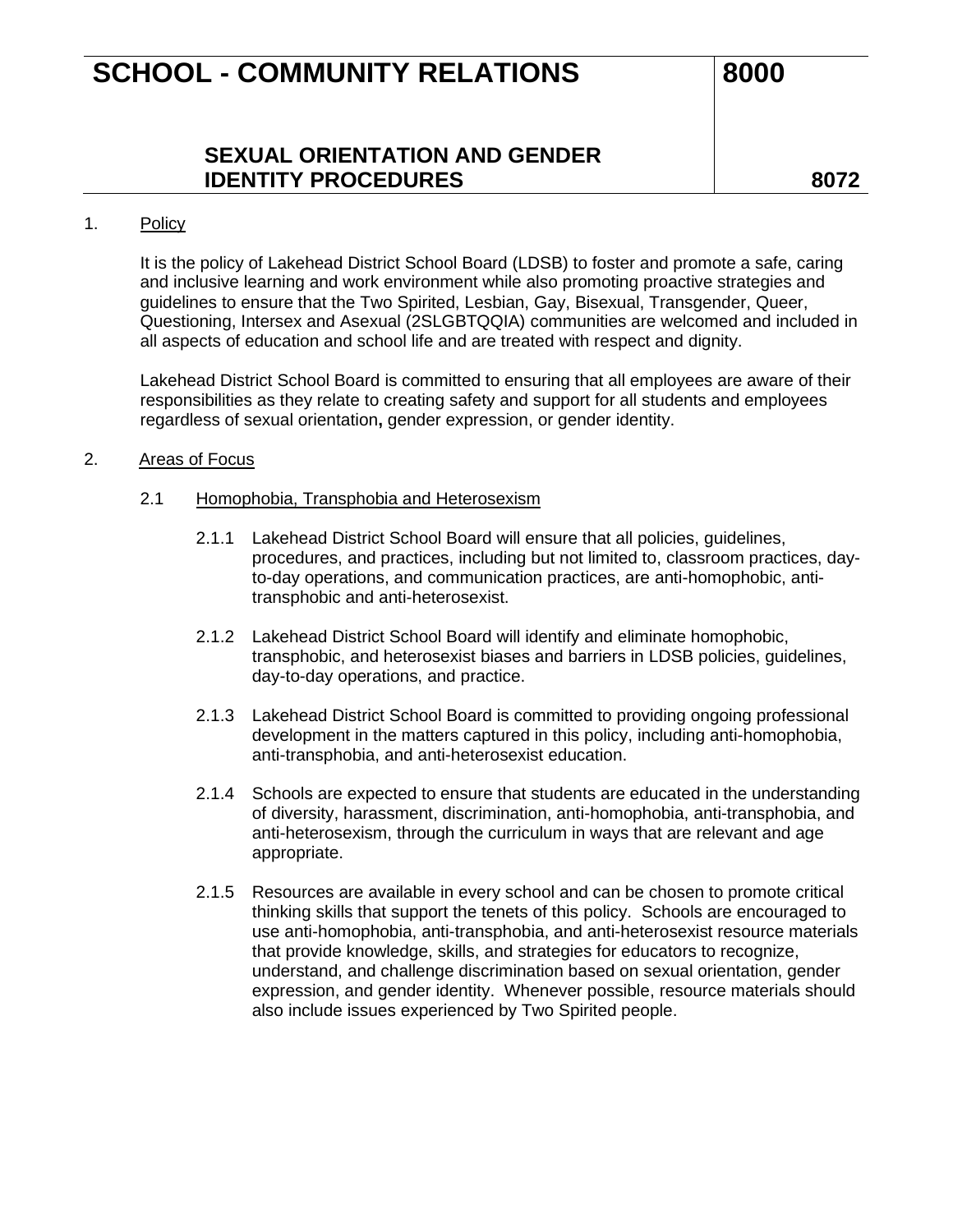# SCHOOL - COMMUNITY RELATIONS — 8000

## SEXUAL ORIENTATION AND GENDER IDENTITY PROCEDURES — 8072

1. Policy

   It is the policy of Lakehead District School Board (LDSB) to foster and promote a safe, caring and inclusive learning and work environment while also promoting proactive strategies and guidelines to ensure that the Two Spirited, Lesbian, Gay, Bisexual, Transgender, Queer, Questioning, Intersex and Asexual (2SLGBTQQIA) communities are welcomed and included in all aspects of education and school life and are treated with respect and dignity.

   Lakehead District School Board is committed to ensuring that all employees are aware of their responsibilities as they relate to creating safety and support for all students and employees regardless of sexual orientation**,** gender expression, or gender identity.

2. Areas of Focus

   2.1 Homophobia, Transphobia and Heterosexism

   2.1.1 Lakehead District School Board will ensure that all policies, guidelines, procedures, and practices, including but not limited to, classroom practices, day-to-day operations, and communication practices, are anti-homophobic, anti-transphobic and anti-heterosexist.

   2.1.2 Lakehead District School Board will identify and eliminate homophobic, transphobic, and heterosexist biases and barriers in LDSB policies, guidelines, day-to-day operations, and practice.

   2.1.3 Lakehead District School Board is committed to providing ongoing professional development in the matters captured in this policy, including anti-homophobia, anti-transphobia, and anti-heterosexist education.

   2.1.4 Schools are expected to ensure that students are educated in the understanding of diversity, harassment, discrimination, anti-homophobia, anti-transphobia, and anti-heterosexism, through the curriculum in ways that are relevant and age appropriate.

   2.1.5 Resources are available in every school and can be chosen to promote critical thinking skills that support the tenets of this policy. Schools are encouraged to use anti-homophobia, anti-transphobia, and anti-heterosexist resource materials that provide knowledge, skills, and strategies for educators to recognize, understand, and challenge discrimination based on sexual orientation, gender expression, and gender identity. Whenever possible, resource materials should also include issues experienced by Two Spirited people.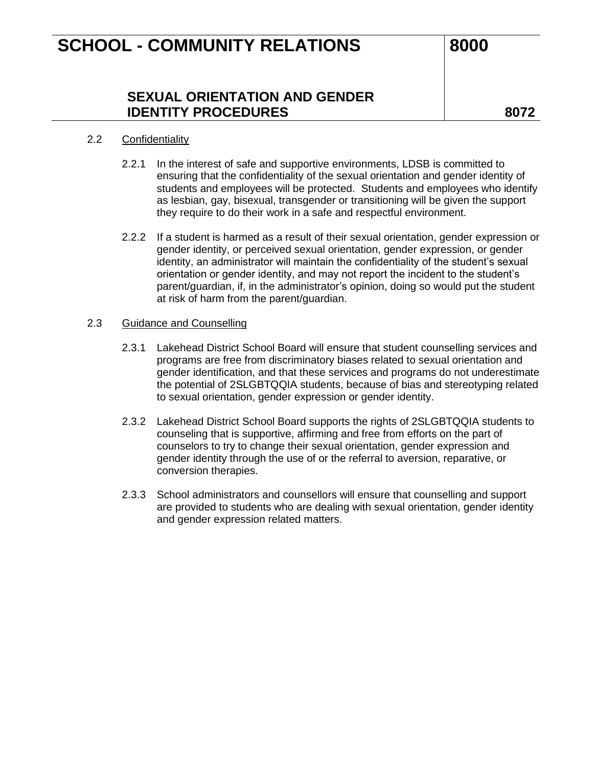2.2 Confidentiality

2.2.1 In the interest of safe and supportive environments, LDSB is committed to ensuring that the confidentiality of the sexual orientation and gender identity of students and employees will be protected. Students and employees who identify as lesbian, gay, bisexual, transgender or transitioning will be given the support they require to do their work in a safe and respectful environment.

2.2.2 If a student is harmed as a result of their sexual orientation, gender expression or gender identity, or perceived sexual orientation, gender expression, or gender identity, an administrator will maintain the confidentiality of the student's sexual orientation or gender identity, and may not report the incident to the student's parent/guardian, if, in the administrator's opinion, doing so would put the student at risk of harm from the parent/guardian.

2.3 Guidance and Counselling

2.3.1 Lakehead District School Board will ensure that student counselling services and programs are free from discriminatory biases related to sexual orientation and gender identification, and that these services and programs do not underestimate the potential of 2SLGBTQQIA students, because of bias and stereotyping related to sexual orientation, gender expression or gender identity.

2.3.2 Lakehead District School Board supports the rights of 2SLGBTQQIA students to counseling that is supportive, affirming and free from efforts on the part of counselors to try to change their sexual orientation, gender expression and gender identity through the use of or the referral to aversion, reparative, or conversion therapies.

2.3.3 School administrators and counsellors will ensure that counselling and support are provided to students who are dealing with sexual orientation, gender identity and gender expression related matters.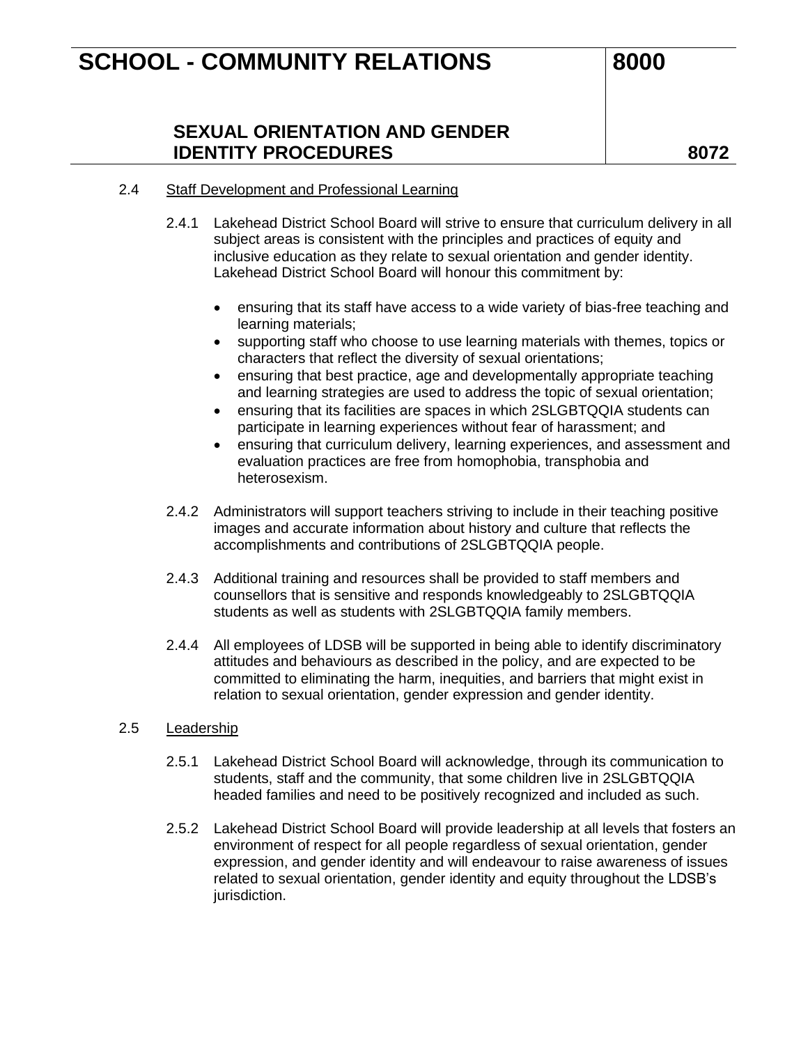### 2.4 Staff Development and Professional Learning

2.4.1 Lakehead District School Board will strive to ensure that curriculum delivery in all subject areas is consistent with the principles and practices of equity and inclusive education as they relate to sexual orientation and gender identity. Lakehead District School Board will honour this commitment by:

- ensuring that its staff have access to a wide variety of bias-free teaching and learning materials;
- supporting staff who choose to use learning materials with themes, topics or characters that reflect the diversity of sexual orientations;
- ensuring that best practice, age and developmentally appropriate teaching and learning strategies are used to address the topic of sexual orientation;
- ensuring that its facilities are spaces in which 2SLGBTQQIA students can participate in learning experiences without fear of harassment; and
- ensuring that curriculum delivery, learning experiences, and assessment and evaluation practices are free from homophobia, transphobia and heterosexism.

2.4.2 Administrators will support teachers striving to include in their teaching positive images and accurate information about history and culture that reflects the accomplishments and contributions of 2SLGBTQQIA people.

2.4.3 Additional training and resources shall be provided to staff members and counsellors that is sensitive and responds knowledgeably to 2SLGBTQQIA students as well as students with 2SLGBTQQIA family members.

2.4.4 All employees of LDSB will be supported in being able to identify discriminatory attitudes and behaviours as described in the policy, and are expected to be committed to eliminating the harm, inequities, and barriers that might exist in relation to sexual orientation, gender expression and gender identity.

### 2.5 Leadership

2.5.1 Lakehead District School Board will acknowledge, through its communication to students, staff and the community, that some children live in 2SLGBTQQIA headed families and need to be positively recognized and included as such.

2.5.2 Lakehead District School Board will provide leadership at all levels that fosters an environment of respect for all people regardless of sexual orientation, gender expression, and gender identity and will endeavour to raise awareness of issues related to sexual orientation, gender identity and equity throughout the LDSB's jurisdiction.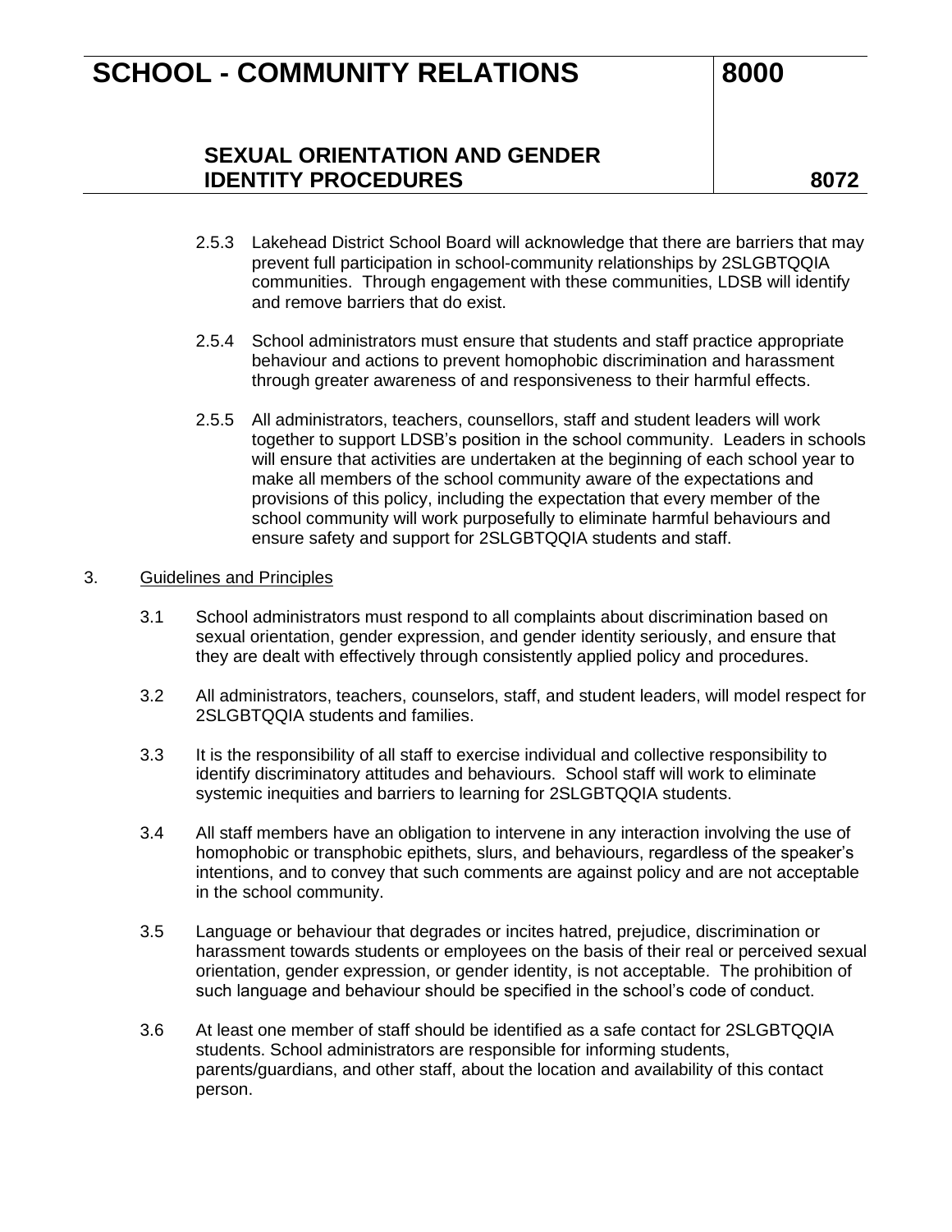2.5.3 Lakehead District School Board will acknowledge that there are barriers that may prevent full participation in school-community relationships by 2SLGBTQQIA communities. Through engagement with these communities, LDSB will identify and remove barriers that do exist.

2.5.4 School administrators must ensure that students and staff practice appropriate behaviour and actions to prevent homophobic discrimination and harassment through greater awareness of and responsiveness to their harmful effects.

2.5.5 All administrators, teachers, counsellors, staff and student leaders will work together to support LDSB's position in the school community. Leaders in schools will ensure that activities are undertaken at the beginning of each school year to make all members of the school community aware of the expectations and provisions of this policy, including the expectation that every member of the school community will work purposefully to eliminate harmful behaviours and ensure safety and support for 2SLGBTQQIA students and staff.

3. Guidelines and Principles

3.1 School administrators must respond to all complaints about discrimination based on sexual orientation, gender expression, and gender identity seriously, and ensure that they are dealt with effectively through consistently applied policy and procedures.

3.2 All administrators, teachers, counselors, staff, and student leaders, will model respect for 2SLGBTQQIA students and families.

3.3 It is the responsibility of all staff to exercise individual and collective responsibility to identify discriminatory attitudes and behaviours. School staff will work to eliminate systemic inequities and barriers to learning for 2SLGBTQQIA students.

3.4 All staff members have an obligation to intervene in any interaction involving the use of homophobic or transphobic epithets, slurs, and behaviours, regardless of the speaker's intentions, and to convey that such comments are against policy and are not acceptable in the school community.

3.5 Language or behaviour that degrades or incites hatred, prejudice, discrimination or harassment towards students or employees on the basis of their real or perceived sexual orientation, gender expression, or gender identity, is not acceptable. The prohibition of such language and behaviour should be specified in the school's code of conduct.

3.6 At least one member of staff should be identified as a safe contact for 2SLGBTQQIA students. School administrators are responsible for informing students, parents/guardians, and other staff, about the location and availability of this contact person.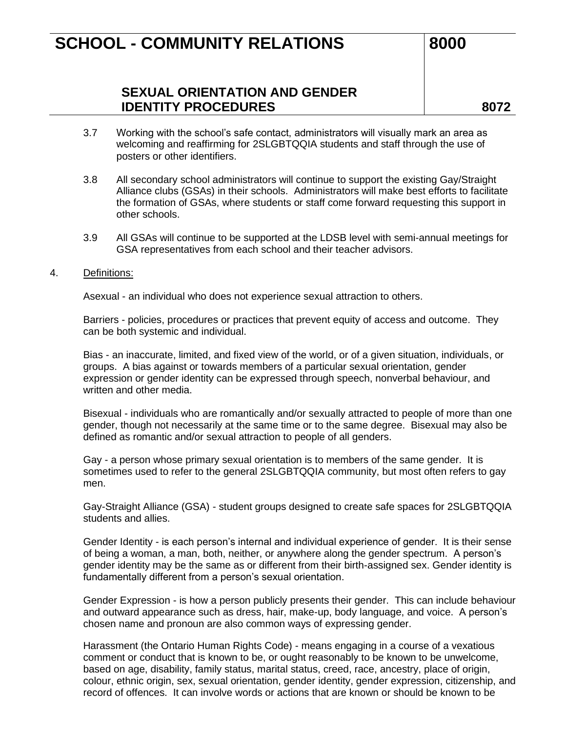3.7 Working with the school's safe contact, administrators will visually mark an area as welcoming and reaffirming for 2SLGBTQQIA students and staff through the use of posters or other identifiers.

3.8 All secondary school administrators will continue to support the existing Gay/Straight Alliance clubs (GSAs) in their schools. Administrators will make best efforts to facilitate the formation of GSAs, where students or staff come forward requesting this support in other schools.

3.9 All GSAs will continue to be supported at the LDSB level with semi-annual meetings for GSA representatives from each school and their teacher advisors.

4. Definitions:

Asexual - an individual who does not experience sexual attraction to others.

Barriers - policies, procedures or practices that prevent equity of access and outcome. They can be both systemic and individual.

Bias - an inaccurate, limited, and fixed view of the world, or of a given situation, individuals, or groups. A bias against or towards members of a particular sexual orientation, gender expression or gender identity can be expressed through speech, nonverbal behaviour, and written and other media.

Bisexual - individuals who are romantically and/or sexually attracted to people of more than one gender, though not necessarily at the same time or to the same degree. Bisexual may also be defined as romantic and/or sexual attraction to people of all genders.

Gay - a person whose primary sexual orientation is to members of the same gender. It is sometimes used to refer to the general 2SLGBTQQIA community, but most often refers to gay men.

Gay-Straight Alliance (GSA) - student groups designed to create safe spaces for 2SLGBTQQIA students and allies.

Gender Identity - is each person's internal and individual experience of gender. It is their sense of being a woman, a man, both, neither, or anywhere along the gender spectrum. A person's gender identity may be the same as or different from their birth-assigned sex. Gender identity is fundamentally different from a person's sexual orientation.

Gender Expression - is how a person publicly presents their gender. This can include behaviour and outward appearance such as dress, hair, make-up, body language, and voice. A person's chosen name and pronoun are also common ways of expressing gender.

Harassment (the Ontario Human Rights Code) - means engaging in a course of a vexatious comment or conduct that is known to be, or ought reasonably to be known to be unwelcome, based on age, disability, family status, marital status, creed, race, ancestry, place of origin, colour, ethnic origin, sex, sexual orientation, gender identity, gender expression, citizenship, and record of offences. It can involve words or actions that are known or should be known to be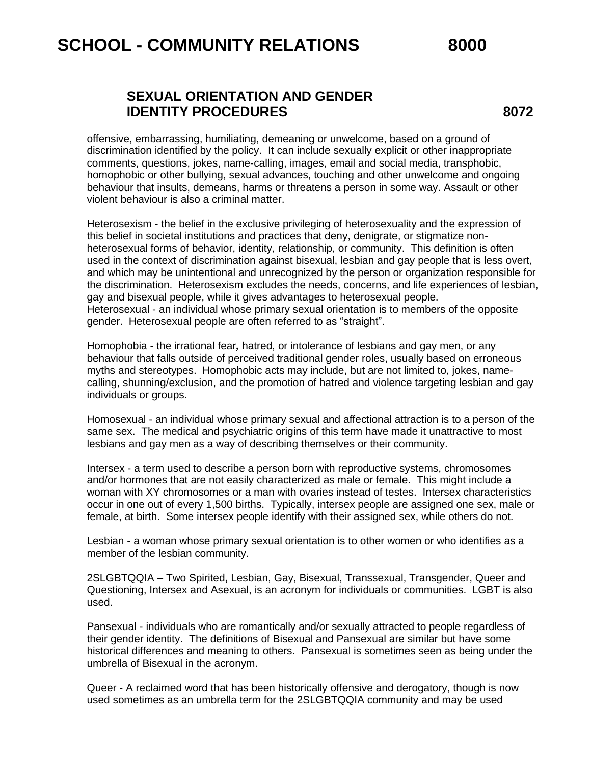offensive, embarrassing, humiliating, demeaning or unwelcome, based on a ground of discrimination identified by the policy. It can include sexually explicit or other inappropriate comments, questions, jokes, name-calling, images, email and social media, transphobic, homophobic or other bullying, sexual advances, touching and other unwelcome and ongoing behaviour that insults, demeans, harms or threatens a person in some way. Assault or other violent behaviour is also a criminal matter.

Heterosexism - the belief in the exclusive privileging of heterosexuality and the expression of this belief in societal institutions and practices that deny, denigrate, or stigmatize non-heterosexual forms of behavior, identity, relationship, or community. This definition is often used in the context of discrimination against bisexual, lesbian and gay people that is less overt, and which may be unintentional and unrecognized by the person or organization responsible for the discrimination. Heterosexism excludes the needs, concerns, and life experiences of lesbian, gay and bisexual people, while it gives advantages to heterosexual people.
Heterosexual - an individual whose primary sexual orientation is to members of the opposite gender. Heterosexual people are often referred to as "straight".

Homophobia - the irrational fear, hatred, or intolerance of lesbians and gay men, or any behaviour that falls outside of perceived traditional gender roles, usually based on erroneous myths and stereotypes. Homophobic acts may include, but are not limited to, jokes, name-calling, shunning/exclusion, and the promotion of hatred and violence targeting lesbian and gay individuals or groups.

Homosexual - an individual whose primary sexual and affectional attraction is to a person of the same sex. The medical and psychiatric origins of this term have made it unattractive to most lesbians and gay men as a way of describing themselves or their community.

Intersex - a term used to describe a person born with reproductive systems, chromosomes and/or hormones that are not easily characterized as male or female. This might include a woman with XY chromosomes or a man with ovaries instead of testes. Intersex characteristics occur in one out of every 1,500 births. Typically, intersex people are assigned one sex, male or female, at birth. Some intersex people identify with their assigned sex, while others do not.

Lesbian - a woman whose primary sexual orientation is to other women or who identifies as a member of the lesbian community.

2SLGBTQQIA – Two Spirited, Lesbian, Gay, Bisexual, Transsexual, Transgender, Queer and Questioning, Intersex and Asexual, is an acronym for individuals or communities. LGBT is also used.

Pansexual - individuals who are romantically and/or sexually attracted to people regardless of their gender identity. The definitions of Bisexual and Pansexual are similar but have some historical differences and meaning to others. Pansexual is sometimes seen as being under the umbrella of Bisexual in the acronym.

Queer - A reclaimed word that has been historically offensive and derogatory, though is now used sometimes as an umbrella term for the 2SLGBTQQIA community and may be used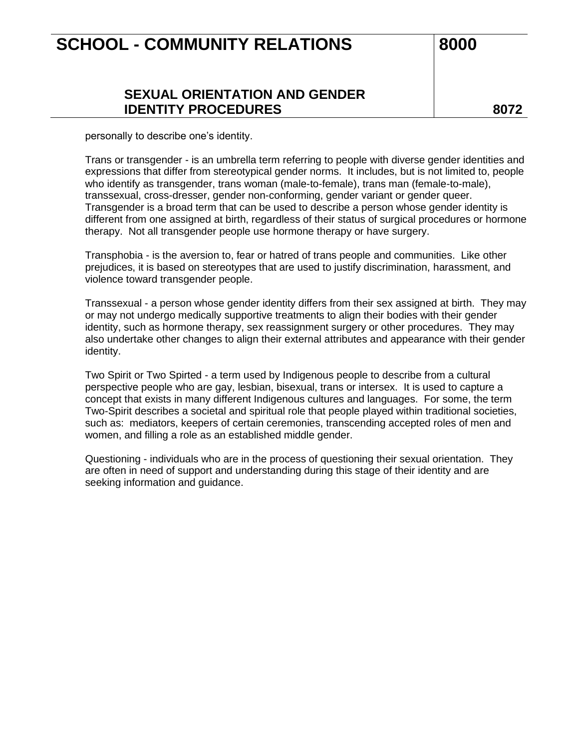personally to describe one's identity.

Trans or transgender - is an umbrella term referring to people with diverse gender identities and expressions that differ from stereotypical gender norms. It includes, but is not limited to, people who identify as transgender, trans woman (male-to-female), trans man (female-to-male), transsexual, cross-dresser, gender non-conforming, gender variant or gender queer. Transgender is a broad term that can be used to describe a person whose gender identity is different from one assigned at birth, regardless of their status of surgical procedures or hormone therapy. Not all transgender people use hormone therapy or have surgery.

Transphobia - is the aversion to, fear or hatred of trans people and communities. Like other prejudices, it is based on stereotypes that are used to justify discrimination, harassment, and violence toward transgender people.

Transsexual - a person whose gender identity differs from their sex assigned at birth. They may or may not undergo medically supportive treatments to align their bodies with their gender identity, such as hormone therapy, sex reassignment surgery or other procedures. They may also undertake other changes to align their external attributes and appearance with their gender identity.

Two Spirit or Two Spirted - a term used by Indigenous people to describe from a cultural perspective people who are gay, lesbian, bisexual, trans or intersex. It is used to capture a concept that exists in many different Indigenous cultures and languages. For some, the term Two-Spirit describes a societal and spiritual role that people played within traditional societies, such as: mediators, keepers of certain ceremonies, transcending accepted roles of men and women, and filling a role as an established middle gender.

Questioning - individuals who are in the process of questioning their sexual orientation. They are often in need of support and understanding during this stage of their identity and are seeking information and guidance.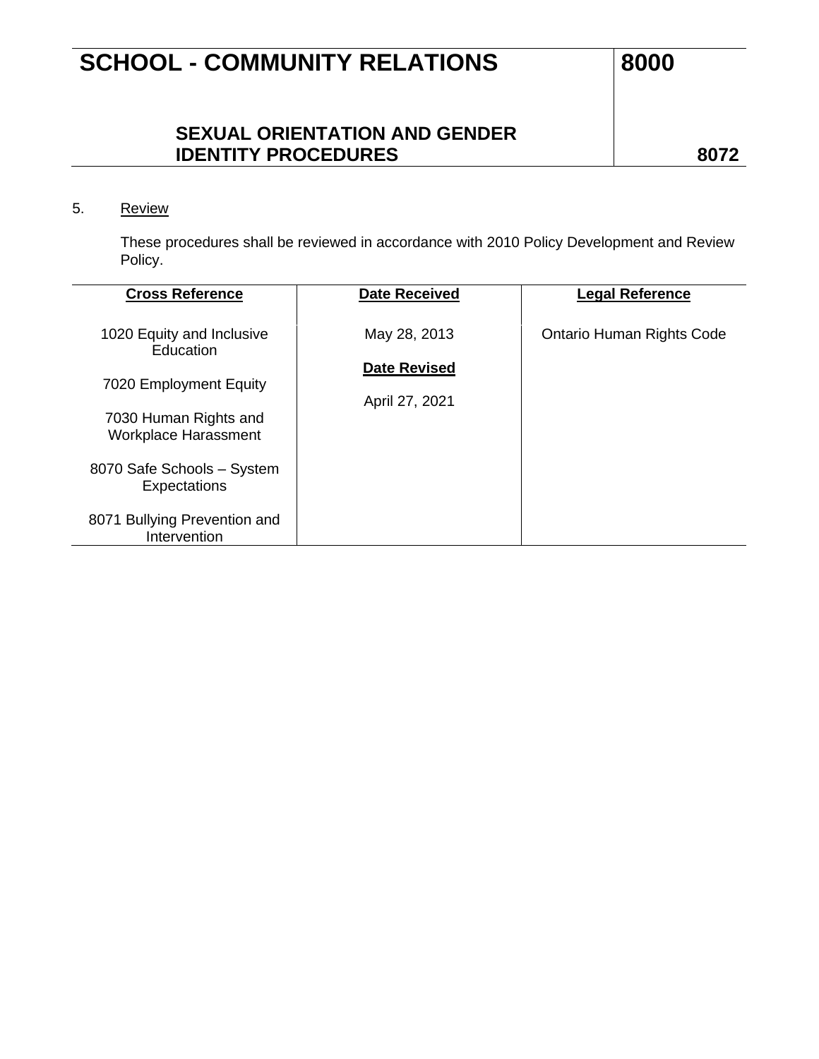5. Review

   These procedures shall be reviewed in accordance with 2010 Policy Development and Review Policy.

| Cross Reference | Date Received | Legal Reference |
|---|---|---|
| 1020 Equity and Inclusive Education<br><br>7020 Employment Equity<br><br>7030 Human Rights and Workplace Harassment<br><br>8070 Safe Schools – System Expectations<br><br>8071 Bullying Prevention and Intervention | May 28, 2013<br><br>**Date Revised**<br><br>April 27, 2021 | Ontario Human Rights Code |